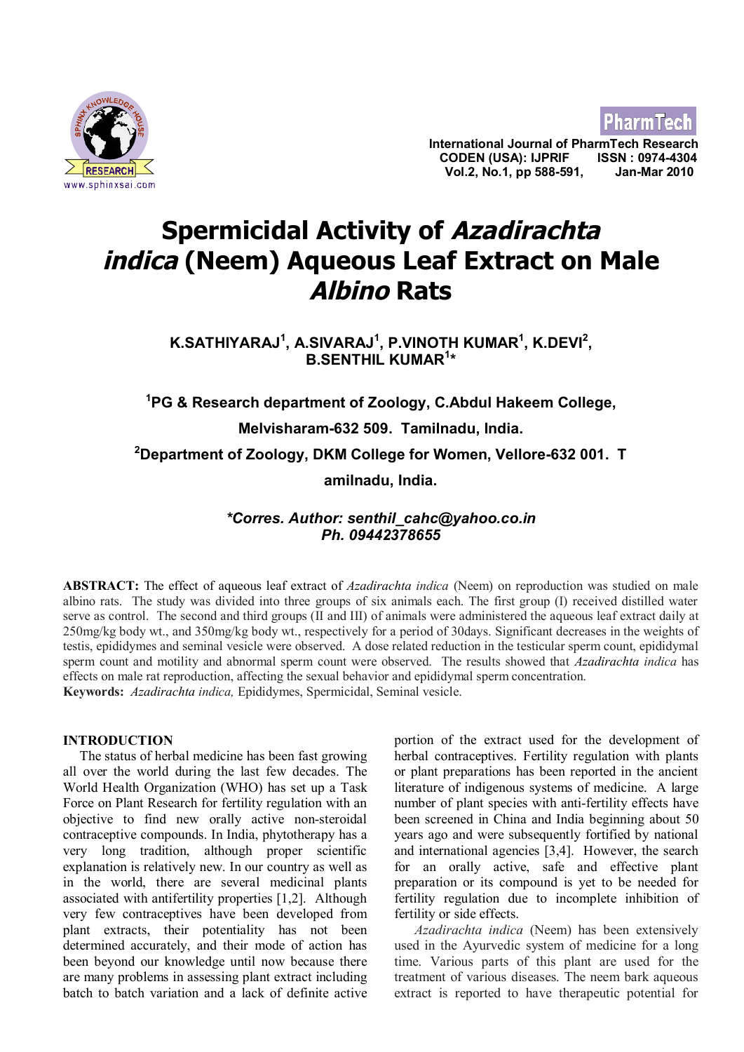# Spermicidal Activity of *Azadirachta indica* (Neem) Aqueous Leaf Extract on Male *Albino* Rats

**K.SATHIYARAJ[1], A.SIVARAJ[1], P.VINOTH KUMAR[1], K.DEVI[2], B.SENTHIL KUMAR[1]***

**[1]PG & Research department of Zoology, C.Abdul Hakeem College, Melvisharam-632 509. Tamilnadu, India.**

**[2]Department of Zoology, DKM College for Women, Vellore-632 001. Tamilnadu, India.**

***\*Corres. Author: senthil_cahc@yahoo.co.in***
***Ph. 09442378655***

**ABSTRACT:** The effect of aqueous leaf extract of *Azadirachta indica* (Neem) on reproduction was studied on male albino rats. The study was divided into three groups of six animals each. The first group (I) received distilled water serve as control. The second and third groups (II and III) of animals were administered the aqueous leaf extract daily at 250mg/kg body wt., and 350mg/kg body wt., respectively for a period of 30days. Significant decreases in the weights of testis, epididymes and seminal vesicle were observed. A dose related reduction in the testicular sperm count, epididymal sperm count and motility and abnormal sperm count were observed. The results showed that *Azadirachta indica* has effects on male rat reproduction, affecting the sexual behavior and epididymal sperm concentration.

**Keywords:** *Azadirachta indica,* Epididymes, Spermicidal, Seminal vesicle.

## INTRODUCTION

The status of herbal medicine has been fast growing all over the world during the last few decades. The World Health Organization (WHO) has set up a Task Force on Plant Research for fertility regulation with an objective to find new orally active non-steroidal contraceptive compounds. In India, phytotherapy has a very long tradition, although proper scientific explanation is relatively new. In our country as well as in the world, there are several medicinal plants associated with antifertility properties [1,2]. Although very few contraceptives have been developed from plant extracts, their potentiality has not been determined accurately, and their mode of action has been beyond our knowledge until now because there are many problems in assessing plant extract including batch to batch variation and a lack of definite active portion of the extract used for the development of herbal contraceptives. Fertility regulation with plants or plant preparations has been reported in the ancient literature of indigenous systems of medicine. A large number of plant species with anti-fertility effects have been screened in China and India beginning about 50 years ago and were subsequently fortified by national and international agencies [3,4]. However, the search for an orally active, safe and effective plant preparation or its compound is yet to be needed for fertility regulation due to incomplete inhibition of fertility or side effects.

*Azadirachta indica* (Neem) has been extensively used in the Ayurvedic system of medicine for a long time. Various parts of this plant are used for the treatment of various diseases. The neem bark aqueous extract is reported to have therapeutic potential for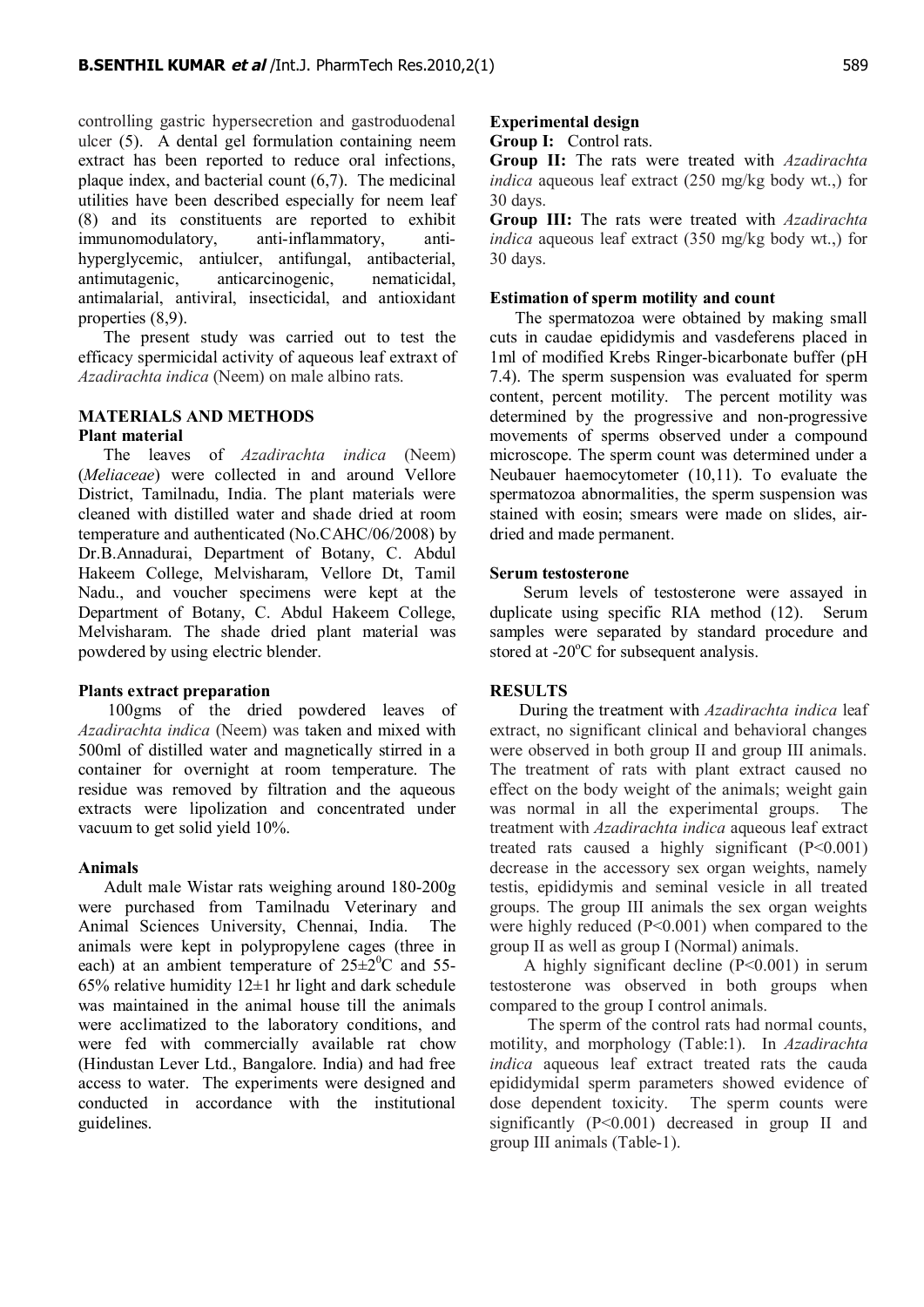controlling gastric hypersecretion and gastroduodenal ulcer (5). A dental gel formulation containing neem extract has been reported to reduce oral infections, plaque index, and bacterial count (6,7). The medicinal utilities have been described especially for neem leaf (8) and its constituents are reported to exhibit immunomodulatory, anti-inflammatory, anti-hyperglycemic, antiulcer, antifungal, antibacterial, antimutagenic, anticarcinogenic, nematicidal, antimalarial, antiviral, insecticidal, and antioxidant properties (8,9).

The present study was carried out to test the efficacy spermicidal activity of aqueous leaf extraxt of *Azadirachta indica* (Neem) on male albino rats.

## MATERIALS AND METHODS

### Plant material

The leaves of *Azadirachta indica* (Neem) (*Meliaceae*) were collected in and around Vellore District, Tamilnadu, India. The plant materials were cleaned with distilled water and shade dried at room temperature and authenticated (No.CAHC/06/2008) by Dr.B.Annadurai, Department of Botany, C. Abdul Hakeem College, Melvisharam, Vellore Dt, Tamil Nadu., and voucher specimens were kept at the Department of Botany, C. Abdul Hakeem College, Melvisharam. The shade dried plant material was powdered by using electric blender.

### Plants extract preparation

100gms of the dried powdered leaves of *Azadirachta indica* (Neem) was taken and mixed with 500ml of distilled water and magnetically stirred in a container for overnight at room temperature. The residue was removed by filtration and the aqueous extracts were lipolization and concentrated under vacuum to get solid yield 10%.

### Animals

Adult male Wistar rats weighing around 180-200g were purchased from Tamilnadu Veterinary and Animal Sciences University, Chennai, India. The animals were kept in polypropylene cages (three in each) at an ambient temperature of $25\pm2^0$C and 55-65% relative humidity $12\pm1$ hr light and dark schedule was maintained in the animal house till the animals were acclimatized to the laboratory conditions, and were fed with commercially available rat chow (Hindustan Lever Ltd., Bangalore. India) and had free access to water. The experiments were designed and conducted in accordance with the institutional guidelines.

### Experimental design

**Group I:** Control rats.

**Group II:** The rats were treated with *Azadirachta indica* aqueous leaf extract (250 mg/kg body wt.,) for 30 days.

**Group III:** The rats were treated with *Azadirachta indica* aqueous leaf extract (350 mg/kg body wt.,) for 30 days.

### Estimation of sperm motility and count

The spermatozoa were obtained by making small cuts in caudae epididymis and vasdeferens placed in 1ml of modified Krebs Ringer-bicarbonate buffer (pH 7.4). The sperm suspension was evaluated for sperm content, percent motility. The percent motility was determined by the progressive and non-progressive movements of sperms observed under a compound microscope. The sperm count was determined under a Neubauer haemocytometer (10,11). To evaluate the spermatozoa abnormalities, the sperm suspension was stained with eosin; smears were made on slides, air-dried and made permanent.

### Serum testosterone

Serum levels of testosterone were assayed in duplicate using specific RIA method (12). Serum samples were separated by standard procedure and stored at $-20^o$C for subsequent analysis.

## RESULTS

During the treatment with *Azadirachta indica* leaf extract, no significant clinical and behavioral changes were observed in both group II and group III animals. The treatment of rats with plant extract caused no effect on the body weight of the animals; weight gain was normal in all the experimental groups. The treatment with *Azadirachta indica* aqueous leaf extract treated rats caused a highly significant ($P<0.001$) decrease in the accessory sex organ weights, namely testis, epididymis and seminal vesicle in all treated groups. The group III animals the sex organ weights were highly reduced ($P<0.001$) when compared to the group II as well as group I (Normal) animals.

A highly significant decline ($P<0.001$) in serum testosterone was observed in both groups when compared to the group I control animals.

The sperm of the control rats had normal counts, motility, and morphology (Table:1). In *Azadirachta indica* aqueous leaf extract treated rats the cauda epididymidal sperm parameters showed evidence of dose dependent toxicity. The sperm counts were significantly ($P<0.001$) decreased in group II and group III animals (Table-1).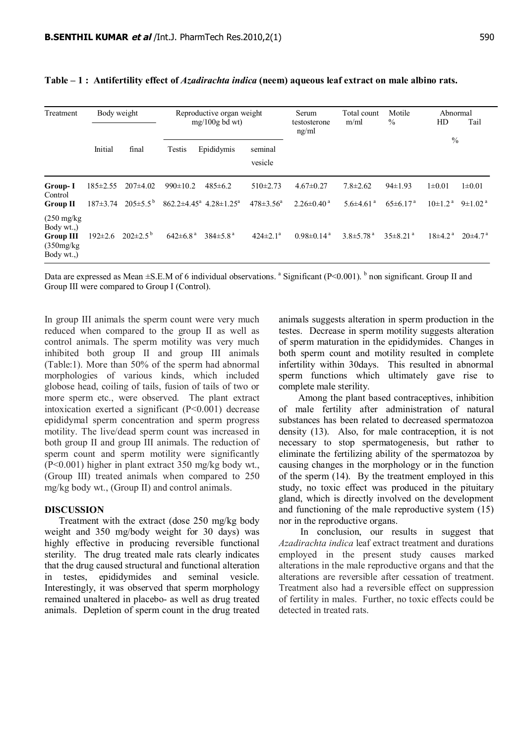**Table – 1 : Antifertility effect of *Azadirachta indica* (neem) aqueous leaf extract on male albino rats.**

| Treatment | Body weight | | Reproductive organ weight mg/100g bd wt) | | | Serum testosterone ng/ml | Total count m/ml | Motile % | Abnormal % | |
|---|---|---|---|---|---|---|---|---|---|---|
| | Initial | final | Testis | Epididymis | seminal vesicle | | | | HD | Tail |
| **Group- I** Control | 185±2.55 | 207±4.02 | 990±10.2 | 485±6.2 | 510±2.73 | 4.67±0.27 | 7.8±2.62 | 94±1.93 | 1±0.01 | 1±0.01 |
| **Group II** (250 mg/kg Body wt.,) | 187±3.74 | 205±5.5 [b] | 862.2±4.45 [a] | 4.28±1.25 [a] | 478±3.56 [a] | 2.26±0.40 [a] | 5.6±4.61 [a] | 65±6.17 [a] | 10±1.2 [a] | 9±1.02 [a] |
| **Group III** (350mg/kg Body wt.,) | 192±2.6 | 202±2.5 [b] | 642±6.8 [a] | 384±5.8 [a] | 424±2.1 [a] | 0.98±0.14 [a] | 3.8±5.78 [a] | 35±8.21 [a] | 18±4.2 [a] | 20±4.7 [a] |

Data are expressed as Mean ±S.E.M of 6 individual observations. [a] Significant ($P<0.001$). [b] non significant. Group II and Group III were compared to Group I (Control).

In group III animals the sperm count were very much reduced when compared to the group II as well as control animals. The sperm motility was very much inhibited both group II and group III animals (Table:1). More than 50% of the sperm had abnormal morphologies of various kinds, which included globose head, coiling of tails, fusion of tails of two or more sperm etc., were observed. The plant extract intoxication exerted a significant ($P<0.001$) decrease epididymal sperm concentration and sperm progress motility. The live/dead sperm count was increased in both group II and group III animals. The reduction of sperm count and sperm motility were significantly ($P<0.001$) higher in plant extract 350 mg/kg body wt., (Group III) treated animals when compared to 250 mg/kg body wt., (Group II) and control animals.

## DISCUSSION

Treatment with the extract (dose 250 mg/kg body weight and 350 mg/body weight for 30 days) was highly effective in producing reversible functional sterility. The drug treated male rats clearly indicates that the drug caused structural and functional alteration in testes, epididymides and seminal vesicle. Interestingly, it was observed that sperm morphology remained unaltered in placebo- as well as drug treated animals. Depletion of sperm count in the drug treated animals suggests alteration in sperm production in the testes. Decrease in sperm motility suggests alteration of sperm maturation in the epididymides. Changes in both sperm count and motility resulted in complete infertility within 30days. This resulted in abnormal sperm functions which ultimately gave rise to complete male sterility.

Among the plant based contraceptives, inhibition of male fertility after administration of natural substances has been related to decreased spermatozoa density (13). Also, for male contraception, it is not necessary to stop spermatogenesis, but rather to eliminate the fertilizing ability of the spermatozoa by causing changes in the morphology or in the function of the sperm (14). By the treatment employed in this study, no toxic effect was produced in the pituitary gland, which is directly involved on the development and functioning of the male reproductive system (15) nor in the reproductive organs.

In conclusion, our results in suggest that *Azadirachta indica* leaf extract treatment and durations employed in the present study causes marked alterations in the male reproductive organs and that the alterations are reversible after cessation of treatment. Treatment also had a reversible effect on suppression of fertility in males. Further, no toxic effects could be detected in treated rats.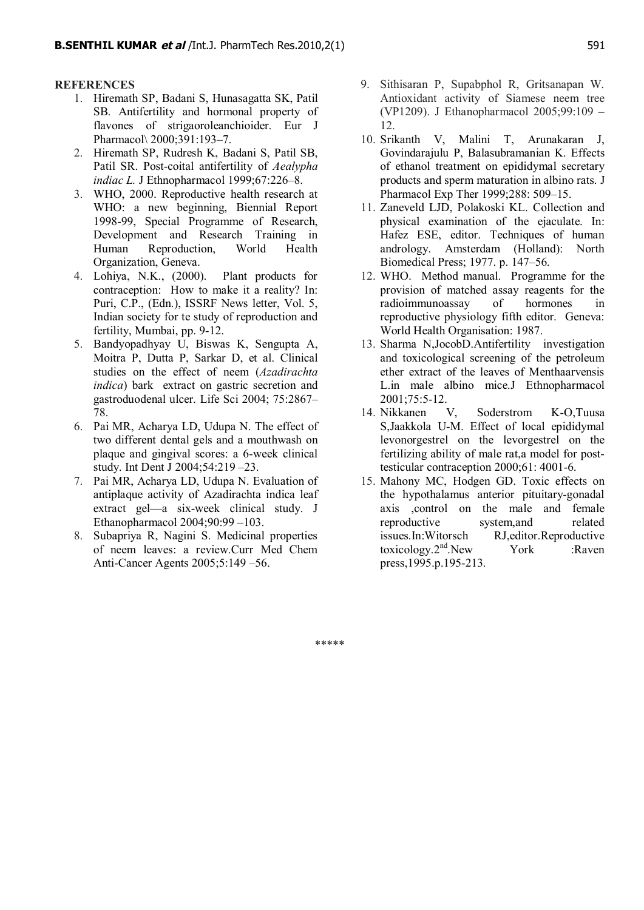## REFERENCES

1. Hiremath SP, Badani S, Hunasagatta SK, Patil SB. Antifertility and hormonal property of flavones of strigaoroleanchioider. Eur J Pharmacol\ 2000;391:193–7.
2. Hiremath SP, Rudresh K, Badani S, Patil SB, Patil SR. Post-coital antifertility of *Aealypha indiac L.* J Ethnopharmacol 1999;67:226–8.
3. WHO, 2000. Reproductive health research at WHO: a new beginning, Biennial Report 1998-99, Special Programme of Research, Development and Research Training in Human Reproduction, World Health Organization, Geneva.
4. Lohiya, N.K., (2000). Plant products for contraception: How to make it a reality? In: Puri, C.P., (Edn.), ISSRF News letter, Vol. 5, Indian society for te study of reproduction and fertility, Mumbai, pp. 9-12.
5. Bandyopadhyay U, Biswas K, Sengupta A, Moitra P, Dutta P, Sarkar D, et al. Clinical studies on the effect of neem (*Azadirachta indica*) bark extract on gastric secretion and gastroduodenal ulcer. Life Sci 2004; 75:2867–78.
6. Pai MR, Acharya LD, Udupa N. The effect of two different dental gels and a mouthwash on plaque and gingival scores: a 6-week clinical study. Int Dent J 2004;54:219 –23.
7. Pai MR, Acharya LD, Udupa N. Evaluation of antiplaque activity of Azadirachta indica leaf extract gel—a six-week clinical study. J Ethanopharmacol 2004;90:99 –103.
8. Subapriya R, Nagini S. Medicinal properties of neem leaves: a review.Curr Med Chem Anti-Cancer Agents 2005;5:149 –56.
9. Sithisaran P, Supabphol R, Gritsanapan W. Antioxidant activity of Siamese neem tree (VP1209). J Ethanopharmacol 2005;99:109 – 12.
10. Srikanth V, Malini T, Arunakaran J, Govindarajulu P, Balasubramanian K. Effects of ethanol treatment on epididymal secretary products and sperm maturation in albino rats. J Pharmacol Exp Ther 1999;288: 509–15.
11. Zaneveld LJD, Polakoski KL. Collection and physical examination of the ejaculate. In: Hafez ESE, editor. Techniques of human andrology. Amsterdam (Holland): North Biomedical Press; 1977. p. 147–56.
12. WHO. Method manual. Programme for the provision of matched assay reagents for the radioimmunoassay of hormones in reproductive physiology fifth editor. Geneva: World Health Organisation: 1987.
13. Sharma N,JocobD.Antifertility investigation and toxicological screening of the petroleum ether extract of the leaves of Menthaarvensis L.in male albino mice.J Ethnopharmacol 2001;75:5-12.
14. Nikkanen V, Soderstrom K-O,Tuusa S,Jaakkola U-M. Effect of local epididymal levonorgestrel on the levorgestrel on the fertilizing ability of male rat,a model for post-testicular contraception 2000;61: 4001-6.
15. Mahony MC, Hodgen GD. Toxic effects on the hypothalamus anterior pituitary-gonadal axis ,control on the male and female reproductive system,and related issues.In:Witorsch RJ,editor.Reproductive toxicology.2nd.New York :Raven press,1995.p.195-213.

\*\*\*\*\*